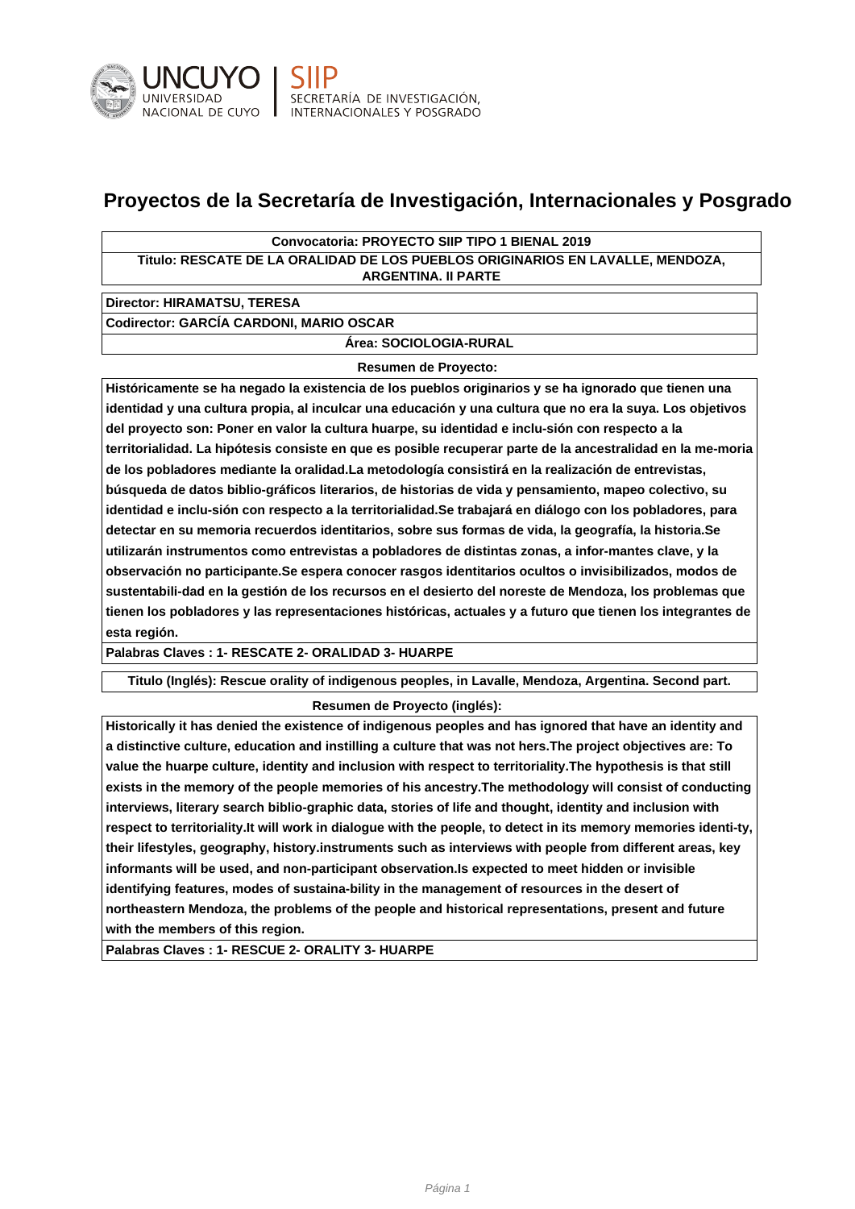# Proyectos de la Secretaría de Investigación, Internacionales y Posgrado

**Convocatoria: PROYECTO SIIP TIPO 1 BIENAL 2019**

**Titulo: RESCATE DE LA ORALIDAD DE LOS PUEBLOS ORIGINARIOS EN LAVALLE, MENDOZA, ARGENTINA. II PARTE**

**Director: HIRAMATSU, TERESA**

**Codirector: GARCÍA CARDONI, MARIO OSCAR**

**Área: SOCIOLOGIA-RURAL**

**Resumen de Proyecto:**

**Históricamente se ha negado la existencia de los pueblos originarios y se ha ignorado que tienen una identidad y una cultura propia, al inculcar una educación y una cultura que no era la suya. Los objetivos del proyecto son: Poner en valor la cultura huarpe, su identidad e inclu-sión con respecto a la territorialidad. La hipótesis consiste en que es posible recuperar parte de la ancestralidad en la me-moria de los pobladores mediante la oralidad.La metodología consistirá en la realización de entrevistas, búsqueda de datos biblio-gráficos literarios, de historias de vida y pensamiento, mapeo colectivo, su identidad e inclu-sión con respecto a la territorialidad.Se trabajará en diálogo con los pobladores, para detectar en su memoria recuerdos identitarios, sobre sus formas de vida, la geografía, la historia.Se utilizarán instrumentos como entrevistas a pobladores de distintas zonas, a infor-mantes clave, y la observación no participante.Se espera conocer rasgos identitarios ocultos o invisibilizados, modos de sustentabili-dad en la gestión de los recursos en el desierto del noreste de Mendoza, los problemas que tienen los pobladores y las representaciones históricas, actuales y a futuro que tienen los integrantes de esta región.**

**Palabras Claves : 1- RESCATE 2- ORALIDAD 3- HUARPE**

**Titulo (Inglés): Rescue orality of indigenous peoples, in Lavalle, Mendoza, Argentina. Second part.**

**Resumen de Proyecto (inglés):**

**Historically it has denied the existence of indigenous peoples and has ignored that have an identity and a distinctive culture, education and instilling a culture that was not hers.The project objectives are: To value the huarpe culture, identity and inclusion with respect to territoriality.The hypothesis is that still exists in the memory of the people memories of his ancestry.The methodology will consist of conducting interviews, literary search biblio-graphic data, stories of life and thought, identity and inclusion with respect to territoriality.It will work in dialogue with the people, to detect in its memory memories identi-ty, their lifestyles, geography, history.instruments such as interviews with people from different areas, key informants will be used, and non-participant observation.Is expected to meet hidden or invisible identifying features, modes of sustaina-bility in the management of resources in the desert of northeastern Mendoza, the problems of the people and historical representations, present and future with the members of this region.**

**Palabras Claves : 1- RESCUE 2- ORALITY 3- HUARPE**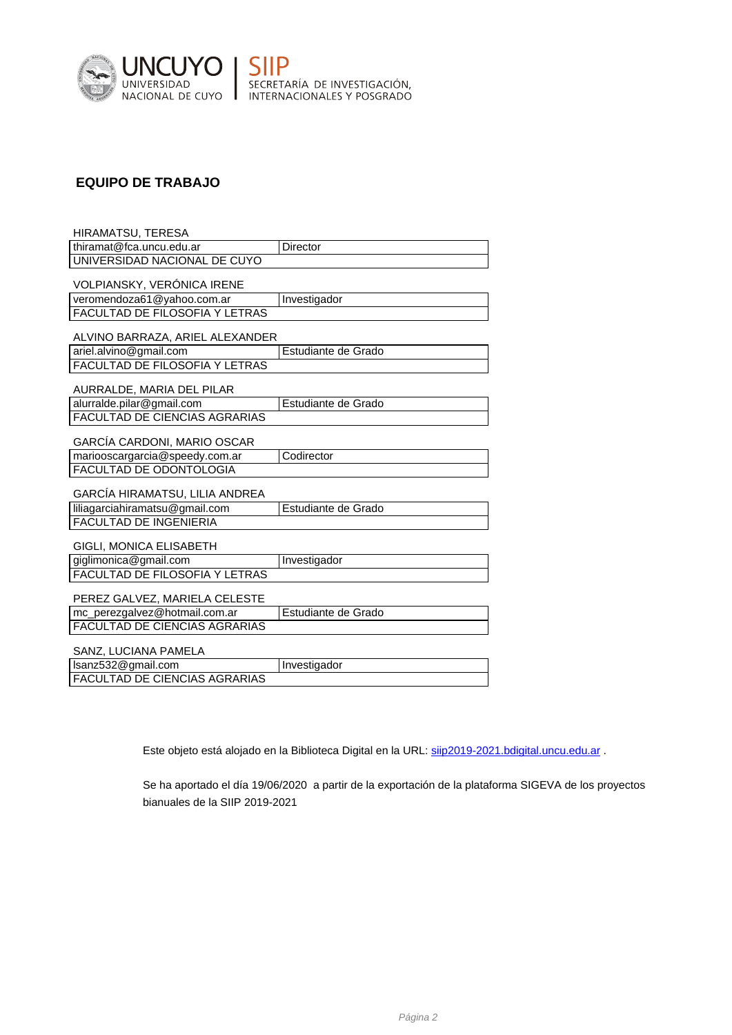## EQUIPO DE TRABAJO

HIRAMATSU, TERESA

| | |
|---|---|
| thiramat@fca.uncu.edu.ar | Director |
| UNIVERSIDAD NACIONAL DE CUYO | |

VOLPIANSKY, VERÓNICA IRENE

| | |
|---|---|
| veromendoza61@yahoo.com.ar | Investigador |
| FACULTAD DE FILOSOFIA Y LETRAS | |

ALVINO BARRAZA, ARIEL ALEXANDER

| | |
|---|---|
| ariel.alvino@gmail.com | Estudiante de Grado |
| FACULTAD DE FILOSOFIA Y LETRAS | |

AURRALDE, MARIA DEL PILAR

| | |
|---|---|
| alurralde.pilar@gmail.com | Estudiante de Grado |
| FACULTAD DE CIENCIAS AGRARIAS | |

GARCÍA CARDONI, MARIO OSCAR

| | |
|---|---|
| mariooscargarcia@speedy.com.ar | Codirector |
| FACULTAD DE ODONTOLOGIA | |

GARCÍA HIRAMATSU, LILIA ANDREA

| | |
|---|---|
| liliagarciahiramatsu@gmail.com | Estudiante de Grado |
| FACULTAD DE INGENIERIA | |

GIGLI, MONICA ELISABETH

| | |
|---|---|
| giglimonica@gmail.com | Investigador |
| FACULTAD DE FILOSOFIA Y LETRAS | |

PEREZ GALVEZ, MARIELA CELESTE

| | |
|---|---|
| mc_perezgalvez@hotmail.com.ar | Estudiante de Grado |
| FACULTAD DE CIENCIAS AGRARIAS | |

SANZ, LUCIANA PAMELA

| | |
|---|---|
| lsanz532@gmail.com | Investigador |
| FACULTAD DE CIENCIAS AGRARIAS | |

Este objeto está alojado en la Biblioteca Digital en la URL: siip2019-2021.bdigital.uncu.edu.ar .

Se ha aportado el día 19/06/2020 a partir de la exportación de la plataforma SIGEVA de los proyectos bianuales de la SIIP 2019-2021